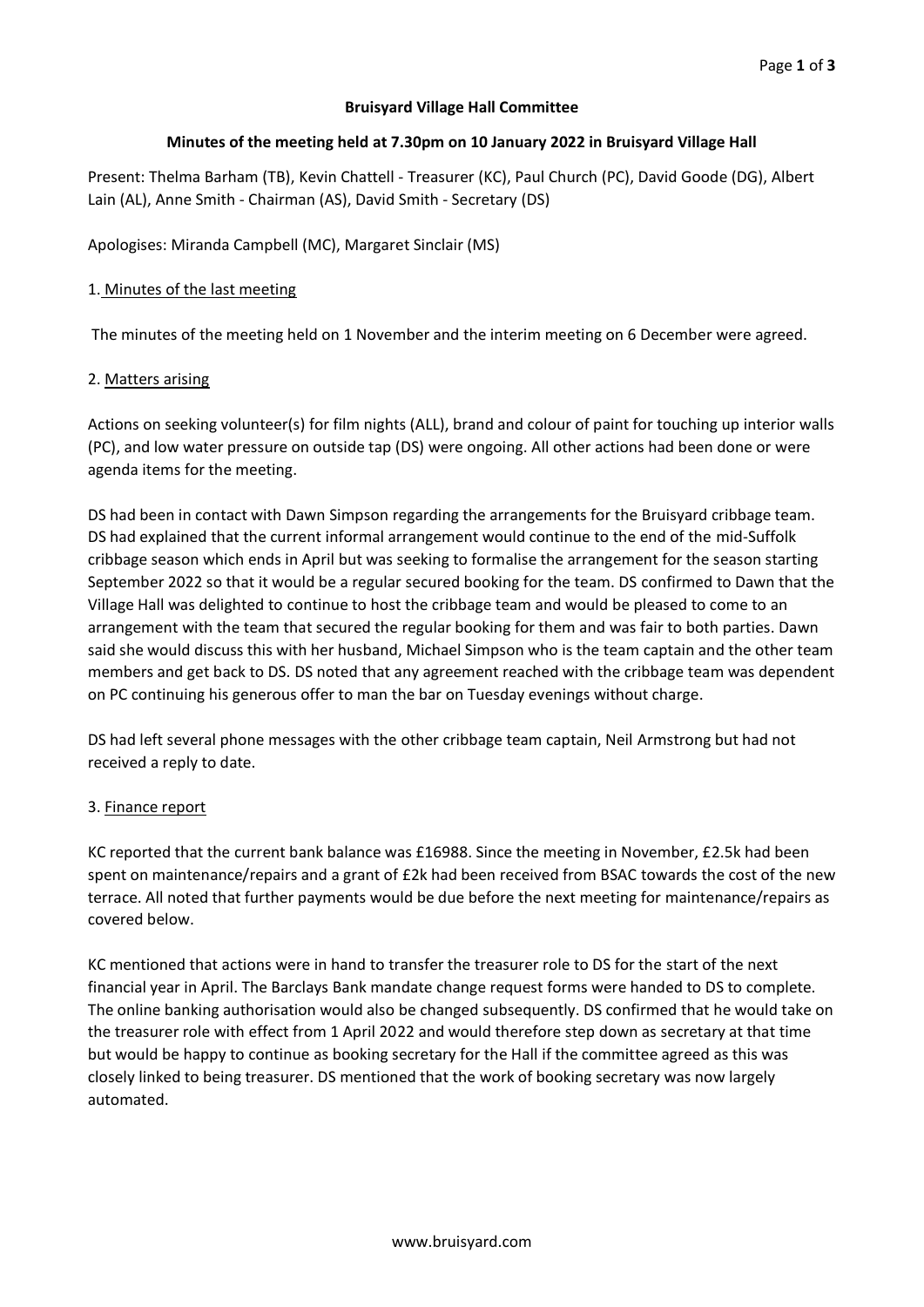**Bruisyard Village Hall Committee**

**Minutes of the meeting held at 7.30pm on 10 January 2022 in Bruisyard Village Hall**

Present: Thelma Barham (TB), Kevin Chattell - Treasurer (KC), Paul Church (PC), David Goode (DG), Albert Lain (AL), Anne Smith - Chairman (AS), David Smith - Secretary (DS)

Apologises: Miranda Campbell (MC), Margaret Sinclair (MS)

1. Minutes of the last meeting

The minutes of the meeting held on 1 November and the interim meeting on 6 December were agreed.

2. Matters arising

Actions on seeking volunteer(s) for film nights (ALL), brand and colour of paint for touching up interior walls (PC), and low water pressure on outside tap (DS) were ongoing. All other actions had been done or were agenda items for the meeting.

DS had been in contact with Dawn Simpson regarding the arrangements for the Bruisyard cribbage team. DS had explained that the current informal arrangement would continue to the end of the mid-Suffolk cribbage season which ends in April but was seeking to formalise the arrangement for the season starting September 2022 so that it would be a regular secured booking for the team. DS confirmed to Dawn that the Village Hall was delighted to continue to host the cribbage team and would be pleased to come to an arrangement with the team that secured the regular booking for them and was fair to both parties. Dawn said she would discuss this with her husband, Michael Simpson who is the team captain and the other team members and get back to DS. DS noted that any agreement reached with the cribbage team was dependent on PC continuing his generous offer to man the bar on Tuesday evenings without charge.

DS had left several phone messages with the other cribbage team captain, Neil Armstrong but had not received a reply to date.

3. Finance report

KC reported that the current bank balance was £16988. Since the meeting in November, £2.5k had been spent on maintenance/repairs and a grant of £2k had been received from BSAC towards the cost of the new terrace. All noted that further payments would be due before the next meeting for maintenance/repairs as covered below.

KC mentioned that actions were in hand to transfer the treasurer role to DS for the start of the next financial year in April. The Barclays Bank mandate change request forms were handed to DS to complete. The online banking authorisation would also be changed subsequently. DS confirmed that he would take on the treasurer role with effect from 1 April 2022 and would therefore step down as secretary at that time but would be happy to continue as booking secretary for the Hall if the committee agreed as this was closely linked to being treasurer. DS mentioned that the work of booking secretary was now largely automated.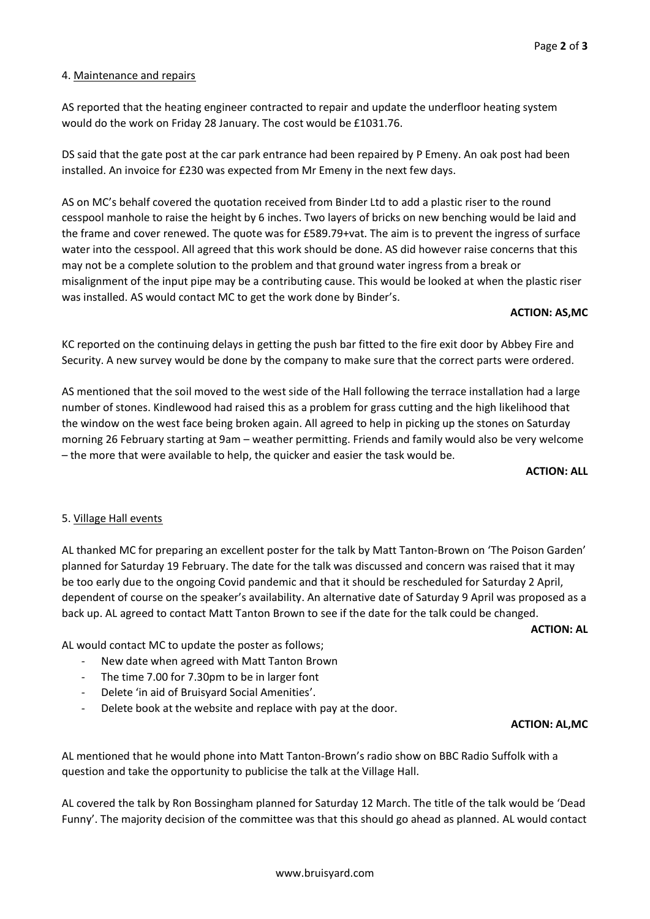4. <u>Maintenance and repairs</u>

AS reported that the heating engineer contracted to repair and update the underfloor heating system would do the work on Friday 28 January. The cost would be £1031.76.

DS said that the gate post at the car park entrance had been repaired by P Emeny. An oak post had been installed. An invoice for £230 was expected from Mr Emeny in the next few days.

AS on MC's behalf covered the quotation received from Binder Ltd to add a plastic riser to the round cesspool manhole to raise the height by 6 inches. Two layers of bricks on new benching would be laid and the frame and cover renewed. The quote was for £589.79+vat. The aim is to prevent the ingress of surface water into the cesspool. All agreed that this work should be done. AS did however raise concerns that this may not be a complete solution to the problem and that ground water ingress from a break or misalignment of the input pipe may be a contributing cause. This would be looked at when the plastic riser was installed. AS would contact MC to get the work done by Binder's.

**ACTION: AS,MC**

KC reported on the continuing delays in getting the push bar fitted to the fire exit door by Abbey Fire and Security. A new survey would be done by the company to make sure that the correct parts were ordered.

AS mentioned that the soil moved to the west side of the Hall following the terrace installation had a large number of stones. Kindlewood had raised this as a problem for grass cutting and the high likelihood that the window on the west face being broken again. All agreed to help in picking up the stones on Saturday morning 26 February starting at 9am – weather permitting. Friends and family would also be very welcome – the more that were available to help, the quicker and easier the task would be.

**ACTION: ALL**

5. <u>Village Hall events</u>

AL thanked MC for preparing an excellent poster for the talk by Matt Tanton-Brown on 'The Poison Garden' planned for Saturday 19 February. The date for the talk was discussed and concern was raised that it may be too early due to the ongoing Covid pandemic and that it should be rescheduled for Saturday 2 April, dependent of course on the speaker's availability. An alternative date of Saturday 9 April was proposed as a back up. AL agreed to contact Matt Tanton Brown to see if the date for the talk could be changed.

**ACTION: AL**

AL would contact MC to update the poster as follows;

- New date when agreed with Matt Tanton Brown
- The time 7.00 for 7.30pm to be in larger font
- Delete 'in aid of Bruisyard Social Amenities'.
- Delete book at the website and replace with pay at the door.

**ACTION: AL,MC**

AL mentioned that he would phone into Matt Tanton-Brown's radio show on BBC Radio Suffolk with a question and take the opportunity to publicise the talk at the Village Hall.

AL covered the talk by Ron Bossingham planned for Saturday 12 March. The title of the talk would be 'Dead Funny'. The majority decision of the committee was that this should go ahead as planned. AL would contact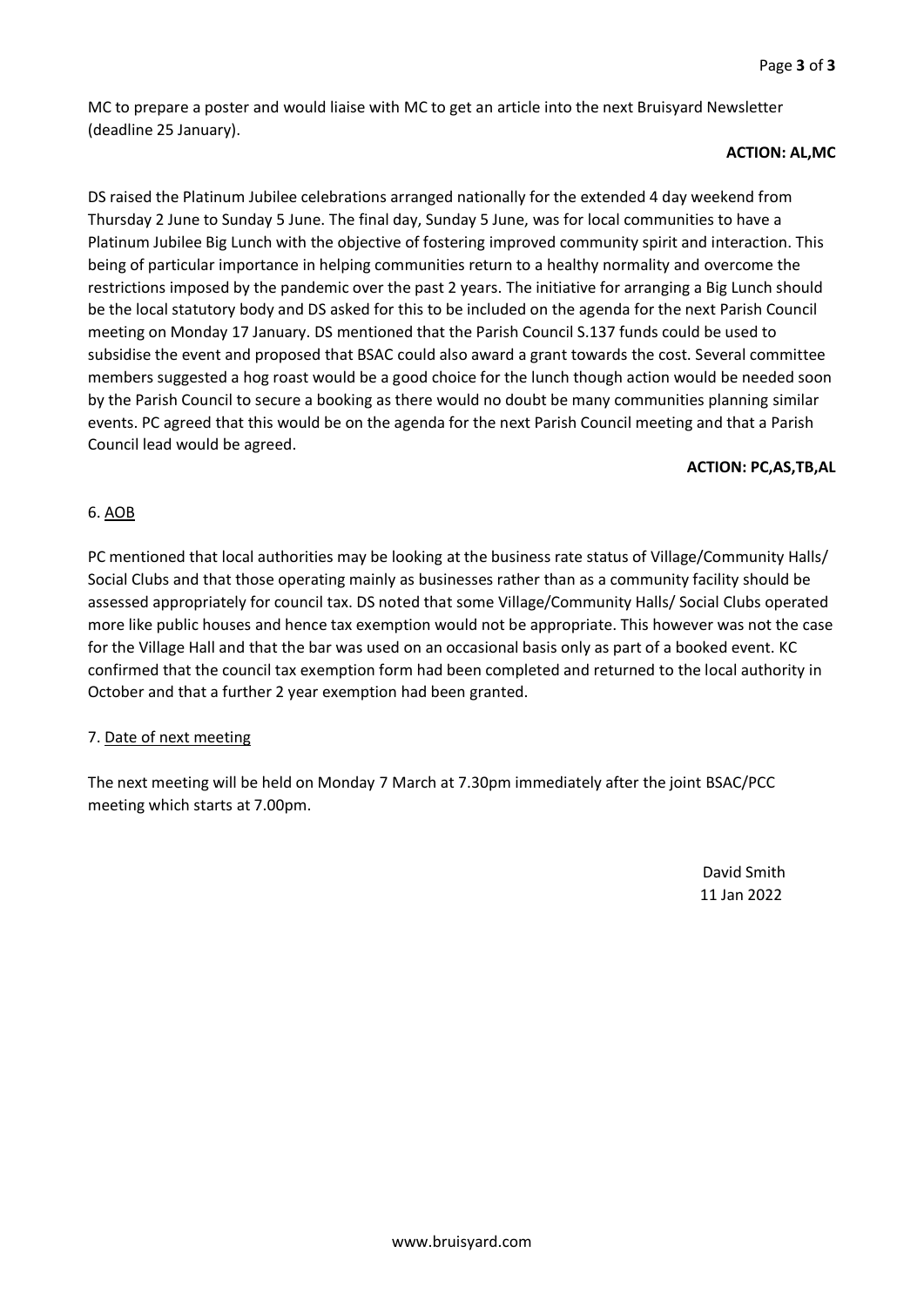MC to prepare a poster and would liaise with MC to get an article into the next Bruisyard Newsletter (deadline 25 January).

**ACTION: AL,MC**

DS raised the Platinum Jubilee celebrations arranged nationally for the extended 4 day weekend from Thursday 2 June to Sunday 5 June. The final day, Sunday 5 June, was for local communities to have a Platinum Jubilee Big Lunch with the objective of fostering improved community spirit and interaction. This being of particular importance in helping communities return to a healthy normality and overcome the restrictions imposed by the pandemic over the past 2 years. The initiative for arranging a Big Lunch should be the local statutory body and DS asked for this to be included on the agenda for the next Parish Council meeting on Monday 17 January. DS mentioned that the Parish Council S.137 funds could be used to subsidise the event and proposed that BSAC could also award a grant towards the cost. Several committee members suggested a hog roast would be a good choice for the lunch though action would be needed soon by the Parish Council to secure a booking as there would no doubt be many communities planning similar events. PC agreed that this would be on the agenda for the next Parish Council meeting and that a Parish Council lead would be agreed.

**ACTION: PC,AS,TB,AL**

6. AOB

PC mentioned that local authorities may be looking at the business rate status of Village/Community Halls/ Social Clubs and that those operating mainly as businesses rather than as a community facility should be assessed appropriately for council tax. DS noted that some Village/Community Halls/ Social Clubs operated more like public houses and hence tax exemption would not be appropriate. This however was not the case for the Village Hall and that the bar was used on an occasional basis only as part of a booked event. KC confirmed that the council tax exemption form had been completed and returned to the local authority in October and that a further 2 year exemption had been granted.

7. Date of next meeting

The next meeting will be held on Monday 7 March at 7.30pm immediately after the joint BSAC/PCC meeting which starts at 7.00pm.

David Smith
11 Jan 2022

www.bruisyard.com